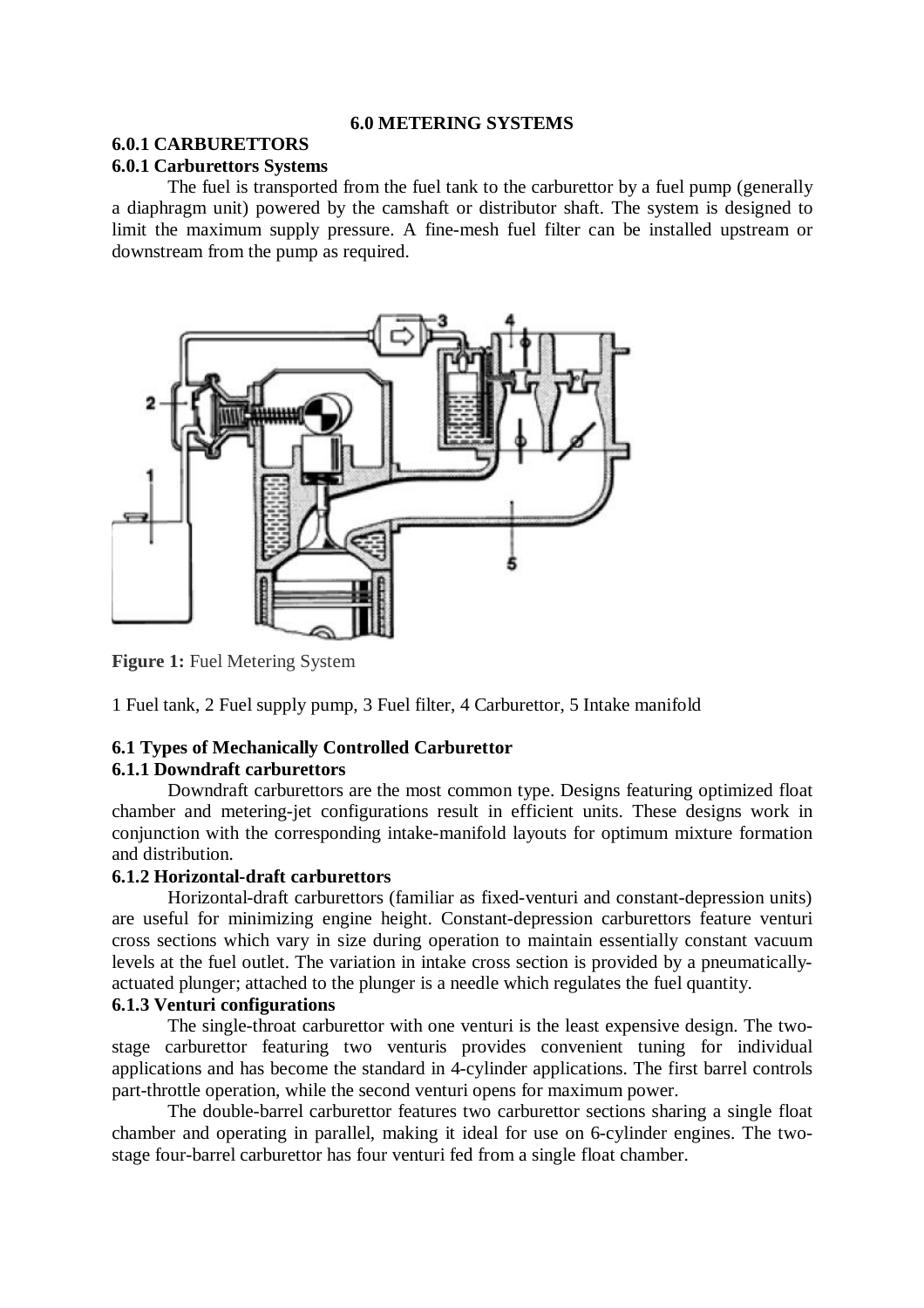# 6.0 METERING SYSTEMS

## 6.0.1 CARBURETTORS

### 6.0.1 Carburettors Systems

The fuel is transported from the fuel tank to the carburettor by a fuel pump (generally a diaphragm unit) powered by the camshaft or distributor shaft. The system is designed to limit the maximum supply pressure. A fine-mesh fuel filter can be installed upstream or downstream from the pump as required.

**Figure 1:** Fuel Metering System

1 Fuel tank, 2 Fuel supply pump, 3 Fuel filter, 4 Carburettor, 5 Intake manifold

## 6.1 Types of Mechanically Controlled Carburettor

### 6.1.1 Downdraft carburettors

Downdraft carburettors are the most common type. Designs featuring optimized float chamber and metering-jet configurations result in efficient units. These designs work in conjunction with the corresponding intake-manifold layouts for optimum mixture formation and distribution.

### 6.1.2 Horizontal-draft carburettors

Horizontal-draft carburettors (familiar as fixed-venturi and constant-depression units) are useful for minimizing engine height. Constant-depression carburettors feature venturi cross sections which vary in size during operation to maintain essentially constant vacuum levels at the fuel outlet. The variation in intake cross section is provided by a pneumatically-actuated plunger; attached to the plunger is a needle which regulates the fuel quantity.

### 6.1.3 Venturi configurations

The single-throat carburettor with one venturi is the least expensive design. The two-stage carburettor featuring two venturis provides convenient tuning for individual applications and has become the standard in 4-cylinder applications. The first barrel controls part-throttle operation, while the second venturi opens for maximum power.

The double-barrel carburettor features two carburettor sections sharing a single float chamber and operating in parallel, making it ideal for use on 6-cylinder engines. The two-stage four-barrel carburettor has four venturi fed from a single float chamber.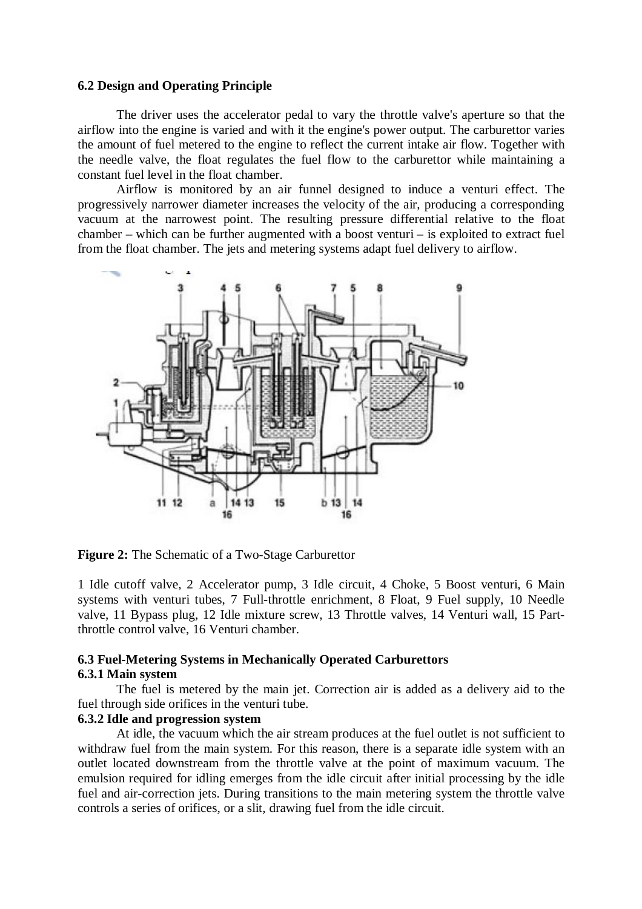### 6.2 Design and Operating Principle

The driver uses the accelerator pedal to vary the throttle valve's aperture so that the airflow into the engine is varied and with it the engine's power output. The carburettor varies the amount of fuel metered to the engine to reflect the current intake air flow. Together with the needle valve, the float regulates the fuel flow to the carburettor while maintaining a constant fuel level in the float chamber.

Airflow is monitored by an air funnel designed to induce a venturi effect. The progressively narrower diameter increases the velocity of the air, producing a corresponding vacuum at the narrowest point. The resulting pressure differential relative to the float chamber – which can be further augmented with a boost venturi – is exploited to extract fuel from the float chamber. The jets and metering systems adapt fuel delivery to airflow.

**Figure 2:** The Schematic of a Two-Stage Carburettor

1 Idle cutoff valve, 2 Accelerator pump, 3 Idle circuit, 4 Choke, 5 Boost venturi, 6 Main systems with venturi tubes, 7 Full-throttle enrichment, 8 Float, 9 Fuel supply, 10 Needle valve, 11 Bypass plug, 12 Idle mixture screw, 13 Throttle valves, 14 Venturi wall, 15 Part-throttle control valve, 16 Venturi chamber.

### 6.3 Fuel-Metering Systems in Mechanically Operated Carburettors

#### 6.3.1 Main system

The fuel is metered by the main jet. Correction air is added as a delivery aid to the fuel through side orifices in the venturi tube.

#### 6.3.2 Idle and progression system

At idle, the vacuum which the air stream produces at the fuel outlet is not sufficient to withdraw fuel from the main system. For this reason, there is a separate idle system with an outlet located downstream from the throttle valve at the point of maximum vacuum. The emulsion required for idling emerges from the idle circuit after initial processing by the idle fuel and air-correction jets. During transitions to the main metering system the throttle valve controls a series of orifices, or a slit, drawing fuel from the idle circuit.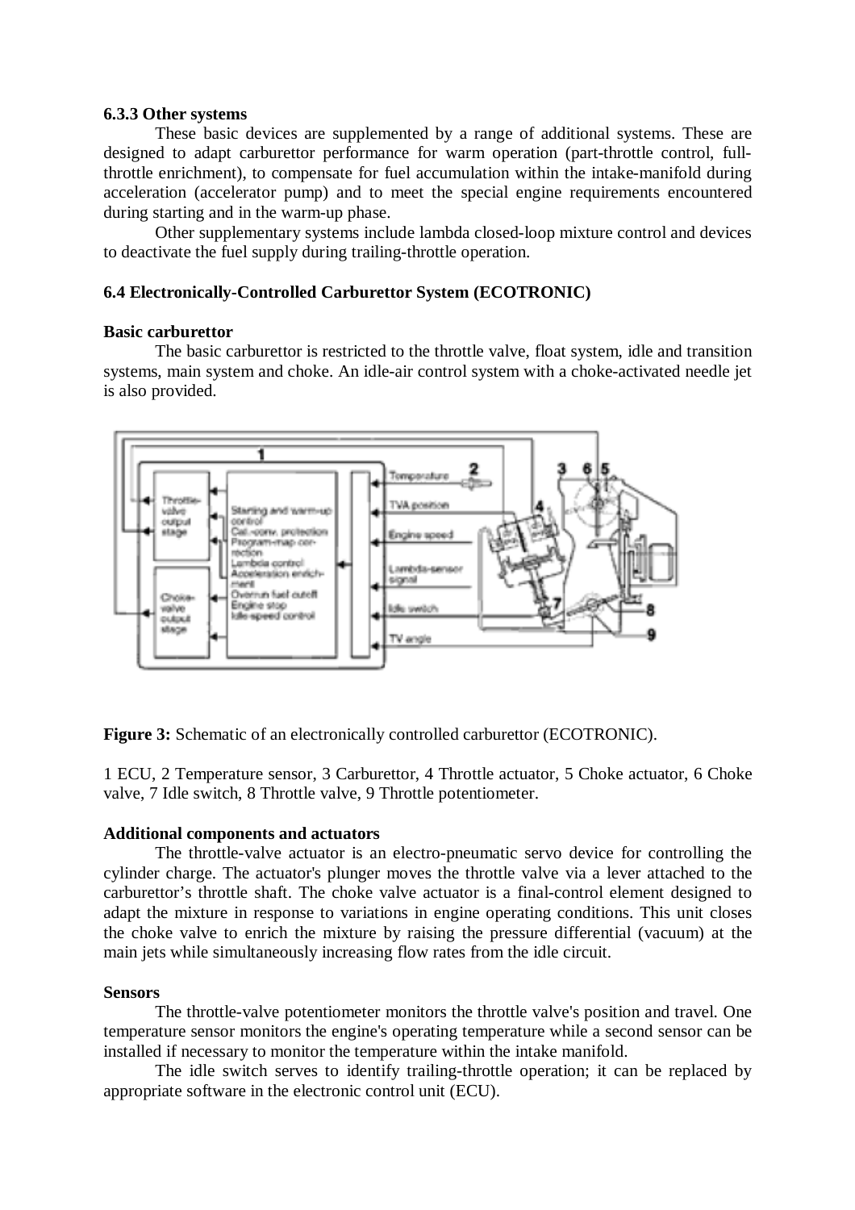### 6.3.3 Other systems

These basic devices are supplemented by a range of additional systems. These are designed to adapt carburettor performance for warm operation (part-throttle control, full-throttle enrichment), to compensate for fuel accumulation within the intake-manifold during acceleration (accelerator pump) and to meet the special engine requirements encountered during starting and in the warm-up phase.

Other supplementary systems include lambda closed-loop mixture control and devices to deactivate the fuel supply during trailing-throttle operation.

## 6.4 Electronically-Controlled Carburettor System (ECOTRONIC)

**Basic carburettor**

The basic carburettor is restricted to the throttle valve, float system, idle and transition systems, main system and choke. An idle-air control system with a choke-activated needle jet is also provided.

**Figure 3:** Schematic of an electronically controlled carburettor (ECOTRONIC).

1 ECU, 2 Temperature sensor, 3 Carburettor, 4 Throttle actuator, 5 Choke actuator, 6 Choke valve, 7 Idle switch, 8 Throttle valve, 9 Throttle potentiometer.

**Additional components and actuators**

The throttle-valve actuator is an electro-pneumatic servo device for controlling the cylinder charge. The actuator's plunger moves the throttle valve via a lever attached to the carburettor's throttle shaft. The choke valve actuator is a final-control element designed to adapt the mixture in response to variations in engine operating conditions. This unit closes the choke valve to enrich the mixture by raising the pressure differential (vacuum) at the main jets while simultaneously increasing flow rates from the idle circuit.

**Sensors**

The throttle-valve potentiometer monitors the throttle valve's position and travel. One temperature sensor monitors the engine's operating temperature while a second sensor can be installed if necessary to monitor the temperature within the intake manifold.

The idle switch serves to identify trailing-throttle operation; it can be replaced by appropriate software in the electronic control unit (ECU).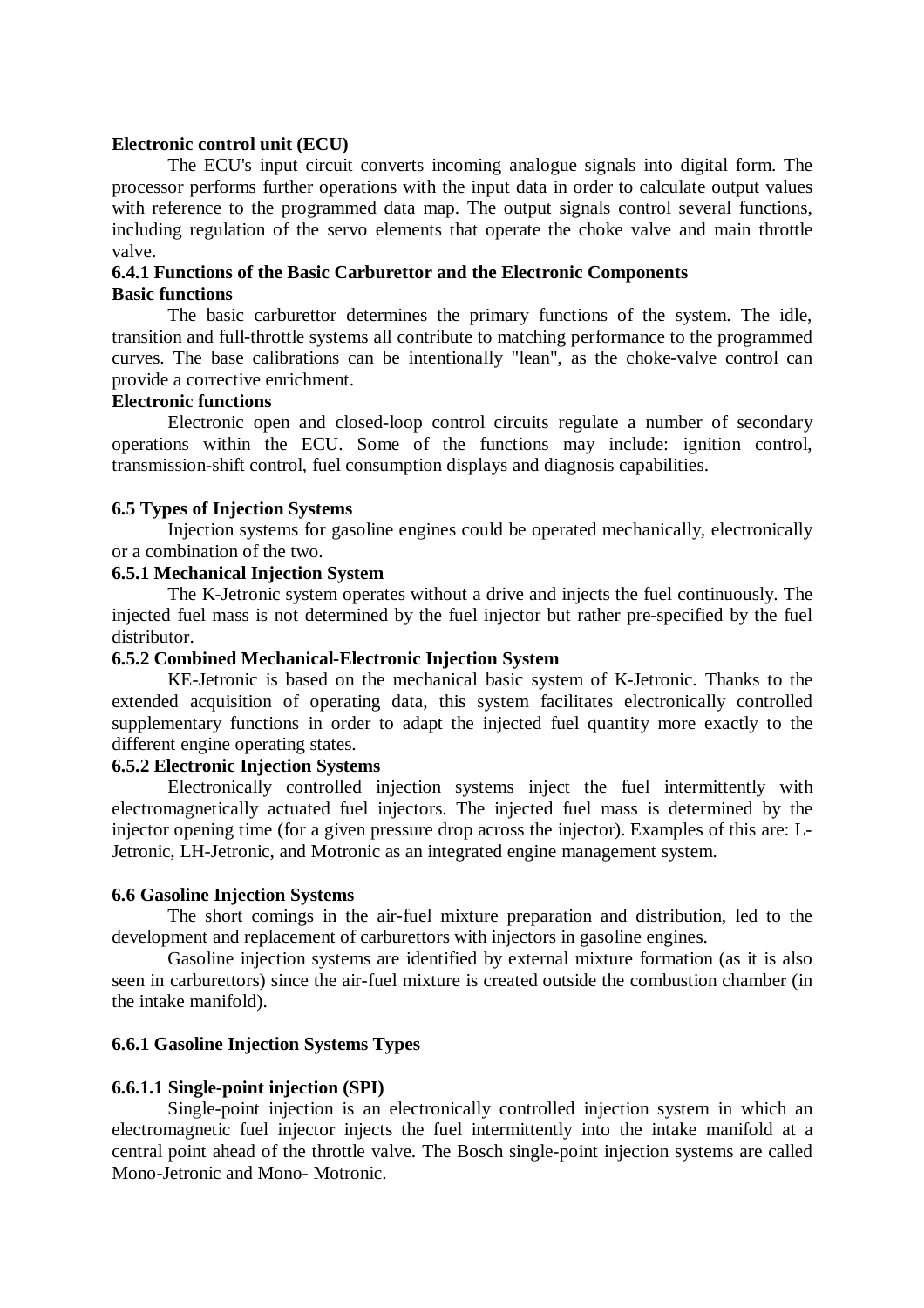**Electronic control unit (ECU)**

The ECU's input circuit converts incoming analogue signals into digital form. The processor performs further operations with the input data in order to calculate output values with reference to the programmed data map. The output signals control several functions, including regulation of the servo elements that operate the choke valve and main throttle valve.

### 6.4.1 Functions of the Basic Carburettor and the Electronic Components

**Basic functions**

The basic carburettor determines the primary functions of the system. The idle, transition and full-throttle systems all contribute to matching performance to the programmed curves. The base calibrations can be intentionally "lean", as the choke-valve control can provide a corrective enrichment.

**Electronic functions**

Electronic open and closed-loop control circuits regulate a number of secondary operations within the ECU. Some of the functions may include: ignition control, transmission-shift control, fuel consumption displays and diagnosis capabilities.

## 6.5 Types of Injection Systems

Injection systems for gasoline engines could be operated mechanically, electronically or a combination of the two.

### 6.5.1 Mechanical Injection System

The K-Jetronic system operates without a drive and injects the fuel continuously. The injected fuel mass is not determined by the fuel injector but rather pre-specified by the fuel distributor.

### 6.5.2 Combined Mechanical-Electronic Injection System

KE-Jetronic is based on the mechanical basic system of K-Jetronic. Thanks to the extended acquisition of operating data, this system facilitates electronically controlled supplementary functions in order to adapt the injected fuel quantity more exactly to the different engine operating states.

### 6.5.2 Electronic Injection Systems

Electronically controlled injection systems inject the fuel intermittently with electromagnetically actuated fuel injectors. The injected fuel mass is determined by the injector opening time (for a given pressure drop across the injector). Examples of this are: L-Jetronic, LH-Jetronic, and Motronic as an integrated engine management system.

## 6.6 Gasoline Injection Systems

The short comings in the air-fuel mixture preparation and distribution, led to the development and replacement of carburettors with injectors in gasoline engines.

Gasoline injection systems are identified by external mixture formation (as it is also seen in carburettors) since the air-fuel mixture is created outside the combustion chamber (in the intake manifold).

### 6.6.1 Gasoline Injection Systems Types

#### 6.6.1.1 Single-point injection (SPI)

Single-point injection is an electronically controlled injection system in which an electromagnetic fuel injector injects the fuel intermittently into the intake manifold at a central point ahead of the throttle valve. The Bosch single-point injection systems are called Mono-Jetronic and Mono- Motronic.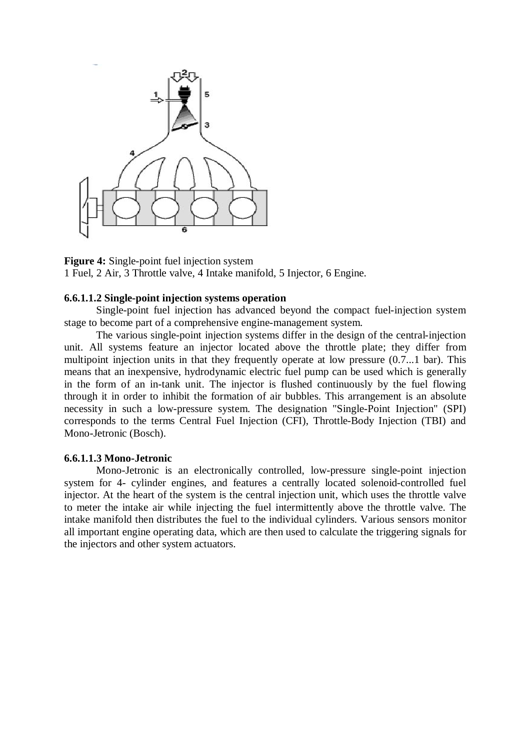**Figure 4:** Single-point fuel injection system
1 Fuel, 2 Air, 3 Throttle valve, 4 Intake manifold, 5 Injector, 6 Engine.

#### 6.6.1.1.2 Single-point injection systems operation

Single-point fuel injection has advanced beyond the compact fuel-injection system stage to become part of a comprehensive engine-management system.

The various single-point injection systems differ in the design of the central-injection unit. All systems feature an injector located above the throttle plate; they differ from multipoint injection units in that they frequently operate at low pressure (0.7...1 bar). This means that an inexpensive, hydrodynamic electric fuel pump can be used which is generally in the form of an in-tank unit. The injector is flushed continuously by the fuel flowing through it in order to inhibit the formation of air bubbles. This arrangement is an absolute necessity in such a low-pressure system. The designation "Single-Point Injection" (SPI) corresponds to the terms Central Fuel Injection (CFI), Throttle-Body Injection (TBI) and Mono-Jetronic (Bosch).

#### 6.6.1.1.3 Mono-Jetronic

Mono-Jetronic is an electronically controlled, low-pressure single-point injection system for 4- cylinder engines, and features a centrally located solenoid-controlled fuel injector. At the heart of the system is the central injection unit, which uses the throttle valve to meter the intake air while injecting the fuel intermittently above the throttle valve. The intake manifold then distributes the fuel to the individual cylinders. Various sensors monitor all important engine operating data, which are then used to calculate the triggering signals for the injectors and other system actuators.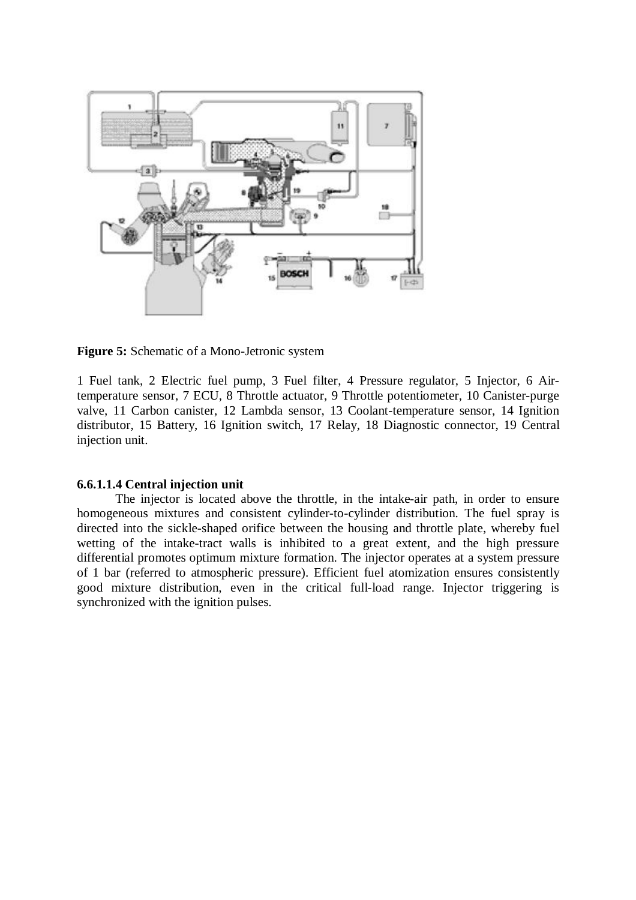**Figure 5:** Schematic of a Mono-Jetronic system

1 Fuel tank, 2 Electric fuel pump, 3 Fuel filter, 4 Pressure regulator, 5 Injector, 6 Air-temperature sensor, 7 ECU, 8 Throttle actuator, 9 Throttle potentiometer, 10 Canister-purge valve, 11 Carbon canister, 12 Lambda sensor, 13 Coolant-temperature sensor, 14 Ignition distributor, 15 Battery, 16 Ignition switch, 17 Relay, 18 Diagnostic connector, 19 Central injection unit.

#### 6.6.1.1.4 Central injection unit

The injector is located above the throttle, in the intake-air path, in order to ensure homogeneous mixtures and consistent cylinder-to-cylinder distribution. The fuel spray is directed into the sickle-shaped orifice between the housing and throttle plate, whereby fuel wetting of the intake-tract walls is inhibited to a great extent, and the high pressure differential promotes optimum mixture formation. The injector operates at a system pressure of 1 bar (referred to atmospheric pressure). Efficient fuel atomization ensures consistently good mixture distribution, even in the critical full-load range. Injector triggering is synchronized with the ignition pulses.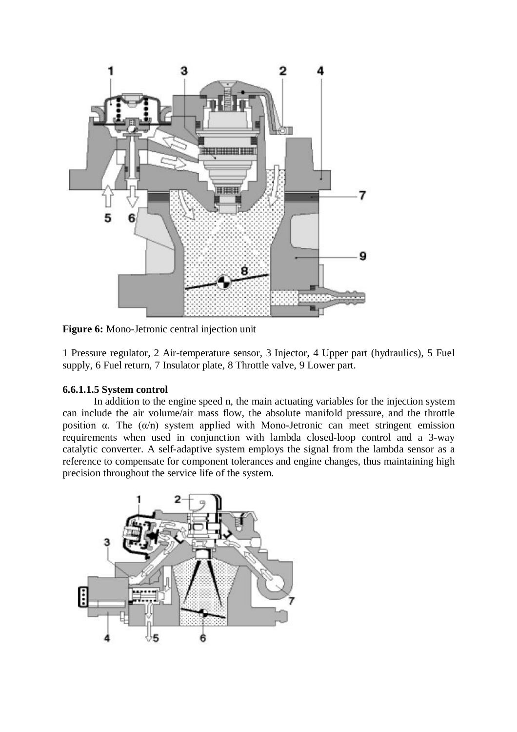**Figure 6:** Mono-Jetronic central injection unit

1 Pressure regulator, 2 Air-temperature sensor, 3 Injector, 4 Upper part (hydraulics), 5 Fuel supply, 6 Fuel return, 7 Insulator plate, 8 Throttle valve, 9 Lower part.

**6.6.1.1.5 System control**

In addition to the engine speed n, the main actuating variables for the injection system can include the air volume/air mass flow, the absolute manifold pressure, and the throttle position $\alpha$. The ($\alpha$/n) system applied with Mono-Jetronic can meet stringent emission requirements when used in conjunction with lambda closed-loop control and a 3-way catalytic converter. A self-adaptive system employs the signal from the lambda sensor as a reference to compensate for component tolerances and engine changes, thus maintaining high precision throughout the service life of the system.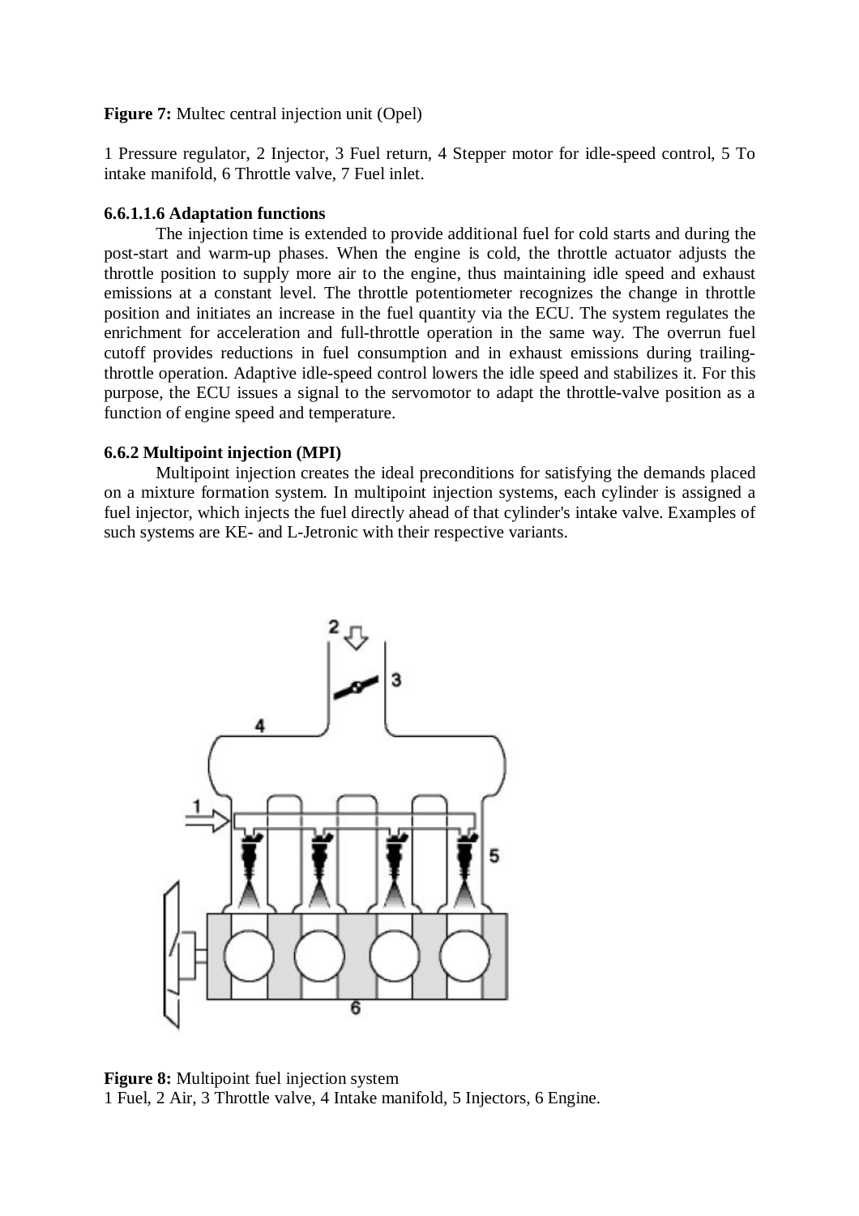**Figure 7:** Multec central injection unit (Opel)

1 Pressure regulator, 2 Injector, 3 Fuel return, 4 Stepper motor for idle-speed control, 5 To intake manifold, 6 Throttle valve, 7 Fuel inlet.

#### 6.6.1.1.6 Adaptation functions

The injection time is extended to provide additional fuel for cold starts and during the post-start and warm-up phases. When the engine is cold, the throttle actuator adjusts the throttle position to supply more air to the engine, thus maintaining idle speed and exhaust emissions at a constant level. The throttle potentiometer recognizes the change in throttle position and initiates an increase in the fuel quantity via the ECU. The system regulates the enrichment for acceleration and full-throttle operation in the same way. The overrun fuel cutoff provides reductions in fuel consumption and in exhaust emissions during trailing-throttle operation. Adaptive idle-speed control lowers the idle speed and stabilizes it. For this purpose, the ECU issues a signal to the servomotor to adapt the throttle-valve position as a function of engine speed and temperature.

### 6.6.2 Multipoint injection (MPI)

Multipoint injection creates the ideal preconditions for satisfying the demands placed on a mixture formation system. In multipoint injection systems, each cylinder is assigned a fuel injector, which injects the fuel directly ahead of that cylinder's intake valve. Examples of such systems are KE- and L-Jetronic with their respective variants.

**Figure 8:** Multipoint fuel injection system
1 Fuel, 2 Air, 3 Throttle valve, 4 Intake manifold, 5 Injectors, 6 Engine.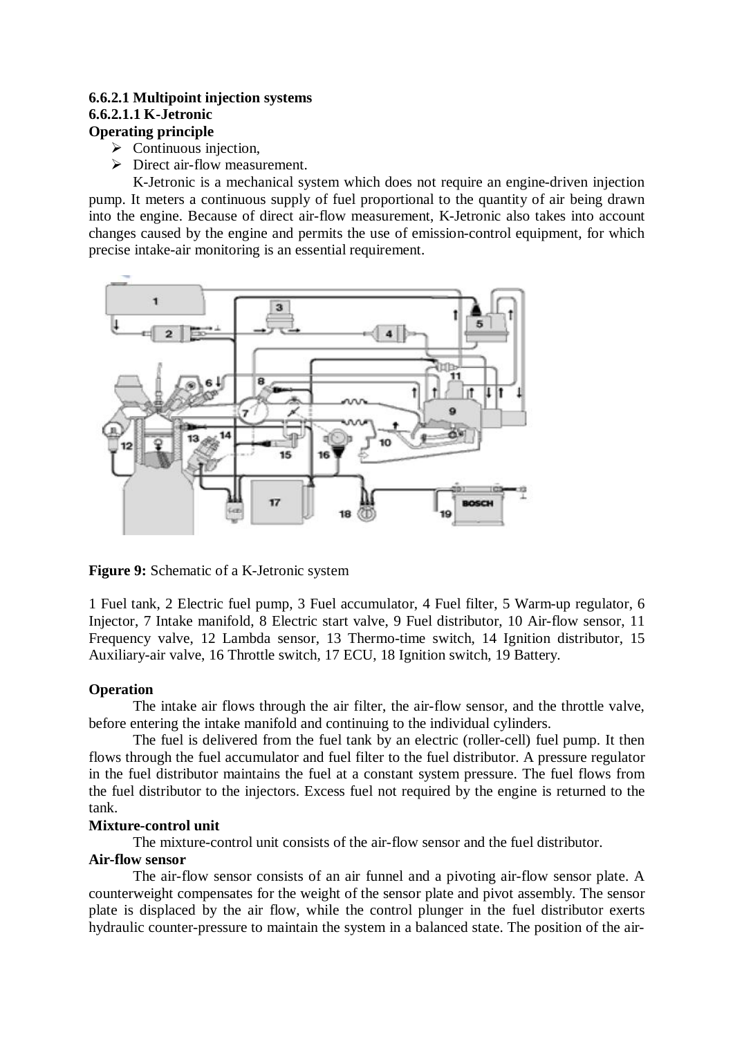### 6.6.2.1 Multipoint injection systems

#### 6.6.2.1.1 K-Jetronic

**Operating principle**

- ➢ Continuous injection,
- ➢ Direct air-flow measurement.

K-Jetronic is a mechanical system which does not require an engine-driven injection pump. It meters a continuous supply of fuel proportional to the quantity of air being drawn into the engine. Because of direct air-flow measurement, K-Jetronic also takes into account changes caused by the engine and permits the use of emission-control equipment, for which precise intake-air monitoring is an essential requirement.

**Figure 9:** Schematic of a K-Jetronic system

1 Fuel tank, 2 Electric fuel pump, 3 Fuel accumulator, 4 Fuel filter, 5 Warm-up regulator, 6 Injector, 7 Intake manifold, 8 Electric start valve, 9 Fuel distributor, 10 Air-flow sensor, 11 Frequency valve, 12 Lambda sensor, 13 Thermo-time switch, 14 Ignition distributor, 15 Auxiliary-air valve, 16 Throttle switch, 17 ECU, 18 Ignition switch, 19 Battery.

**Operation**

The intake air flows through the air filter, the air-flow sensor, and the throttle valve, before entering the intake manifold and continuing to the individual cylinders.

The fuel is delivered from the fuel tank by an electric (roller-cell) fuel pump. It then flows through the fuel accumulator and fuel filter to the fuel distributor. A pressure regulator in the fuel distributor maintains the fuel at a constant system pressure. The fuel flows from the fuel distributor to the injectors. Excess fuel not required by the engine is returned to the tank.

**Mixture-control unit**

The mixture-control unit consists of the air-flow sensor and the fuel distributor.

**Air-flow sensor**

The air-flow sensor consists of an air funnel and a pivoting air-flow sensor plate. A counterweight compensates for the weight of the sensor plate and pivot assembly. The sensor plate is displaced by the air flow, while the control plunger in the fuel distributor exerts hydraulic counter-pressure to maintain the system in a balanced state. The position of the air-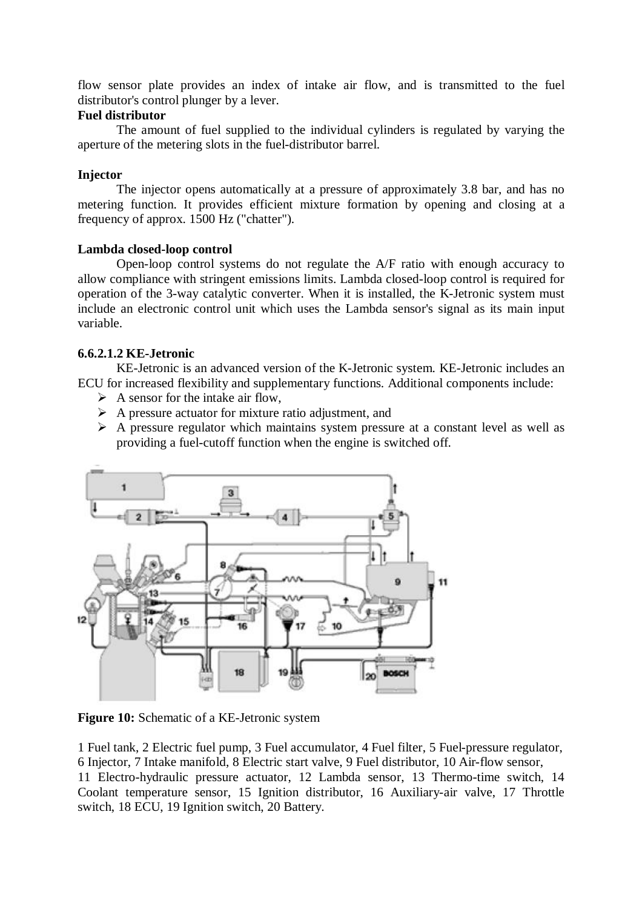flow sensor plate provides an index of intake air flow, and is transmitted to the fuel distributor's control plunger by a lever.

**Fuel distributor**

The amount of fuel supplied to the individual cylinders is regulated by varying the aperture of the metering slots in the fuel-distributor barrel.

**Injector**

The injector opens automatically at a pressure of approximately 3.8 bar, and has no metering function. It provides efficient mixture formation by opening and closing at a frequency of approx. 1500 Hz ("chatter").

**Lambda closed-loop control**

Open-loop control systems do not regulate the A/F ratio with enough accuracy to allow compliance with stringent emissions limits. Lambda closed-loop control is required for operation of the 3-way catalytic converter. When it is installed, the K-Jetronic system must include an electronic control unit which uses the Lambda sensor's signal as its main input variable.

**6.6.2.1.2 KE-Jetronic**

KE-Jetronic is an advanced version of the K-Jetronic system. KE-Jetronic includes an ECU for increased flexibility and supplementary functions. Additional components include:

- A sensor for the intake air flow,
- A pressure actuator for mixture ratio adjustment, and
- A pressure regulator which maintains system pressure at a constant level as well as providing a fuel-cutoff function when the engine is switched off.

**Figure 10:** Schematic of a KE-Jetronic system

1 Fuel tank, 2 Electric fuel pump, 3 Fuel accumulator, 4 Fuel filter, 5 Fuel-pressure regulator, 6 Injector, 7 Intake manifold, 8 Electric start valve, 9 Fuel distributor, 10 Air-flow sensor, 11 Electro-hydraulic pressure actuator, 12 Lambda sensor, 13 Thermo-time switch, 14 Coolant temperature sensor, 15 Ignition distributor, 16 Auxiliary-air valve, 17 Throttle switch, 18 ECU, 19 Ignition switch, 20 Battery.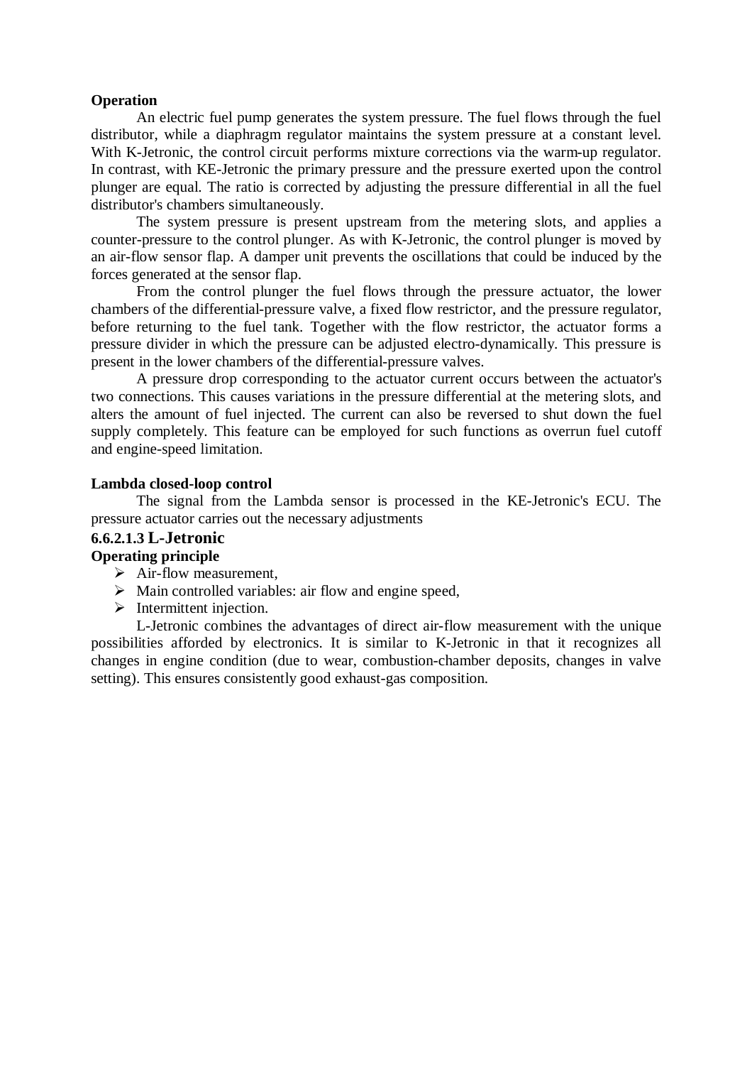**Operation**

An electric fuel pump generates the system pressure. The fuel flows through the fuel distributor, while a diaphragm regulator maintains the system pressure at a constant level. With K-Jetronic, the control circuit performs mixture corrections via the warm-up regulator. In contrast, with KE-Jetronic the primary pressure and the pressure exerted upon the control plunger are equal. The ratio is corrected by adjusting the pressure differential in all the fuel distributor's chambers simultaneously.

The system pressure is present upstream from the metering slots, and applies a counter-pressure to the control plunger. As with K-Jetronic, the control plunger is moved by an air-flow sensor flap. A damper unit prevents the oscillations that could be induced by the forces generated at the sensor flap.

From the control plunger the fuel flows through the pressure actuator, the lower chambers of the differential-pressure valve, a fixed flow restrictor, and the pressure regulator, before returning to the fuel tank. Together with the flow restrictor, the actuator forms a pressure divider in which the pressure can be adjusted electro-dynamically. This pressure is present in the lower chambers of the differential-pressure valves.

A pressure drop corresponding to the actuator current occurs between the actuator's two connections. This causes variations in the pressure differential at the metering slots, and alters the amount of fuel injected. The current can also be reversed to shut down the fuel supply completely. This feature can be employed for such functions as overrun fuel cutoff and engine-speed limitation.

**Lambda closed-loop control**

The signal from the Lambda sensor is processed in the KE-Jetronic's ECU. The pressure actuator carries out the necessary adjustments

#### 6.6.2.1.3 L-Jetronic

**Operating principle**

- Air-flow measurement,
- Main controlled variables: air flow and engine speed,
- Intermittent injection.

L-Jetronic combines the advantages of direct air-flow measurement with the unique possibilities afforded by electronics. It is similar to K-Jetronic in that it recognizes all changes in engine condition (due to wear, combustion-chamber deposits, changes in valve setting). This ensures consistently good exhaust-gas composition.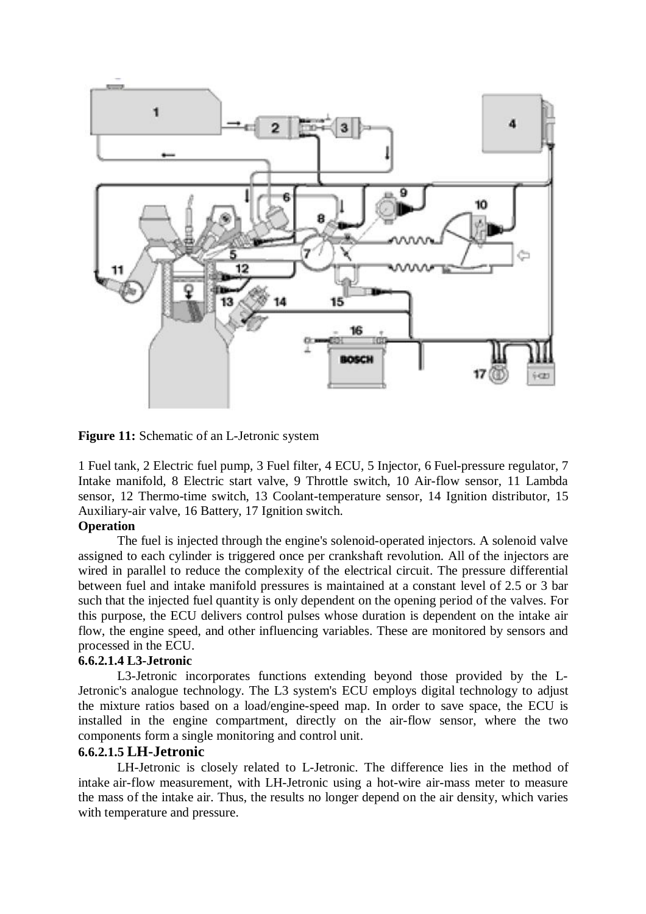**Figure 11:** Schematic of an L-Jetronic system

1 Fuel tank, 2 Electric fuel pump, 3 Fuel filter, 4 ECU, 5 Injector, 6 Fuel-pressure regulator, 7 Intake manifold, 8 Electric start valve, 9 Throttle switch, 10 Air-flow sensor, 11 Lambda sensor, 12 Thermo-time switch, 13 Coolant-temperature sensor, 14 Ignition distributor, 15 Auxiliary-air valve, 16 Battery, 17 Ignition switch.

**Operation**

The fuel is injected through the engine's solenoid-operated injectors. A solenoid valve assigned to each cylinder is triggered once per crankshaft revolution. All of the injectors are wired in parallel to reduce the complexity of the electrical circuit. The pressure differential between fuel and intake manifold pressures is maintained at a constant level of 2.5 or 3 bar such that the injected fuel quantity is only dependent on the opening period of the valves. For this purpose, the ECU delivers control pulses whose duration is dependent on the intake air flow, the engine speed, and other influencing variables. These are monitored by sensors and processed in the ECU.

**6.6.2.1.4 L3-Jetronic**

L3-Jetronic incorporates functions extending beyond those provided by the L-Jetronic's analogue technology. The L3 system's ECU employs digital technology to adjust the mixture ratios based on a load/engine-speed map. In order to save space, the ECU is installed in the engine compartment, directly on the air-flow sensor, where the two components form a single monitoring and control unit.

**6.6.2.1.5 LH-Jetronic**

LH-Jetronic is closely related to L-Jetronic. The difference lies in the method of intake air-flow measurement, with LH-Jetronic using a hot-wire air-mass meter to measure the mass of the intake air. Thus, the results no longer depend on the air density, which varies with temperature and pressure.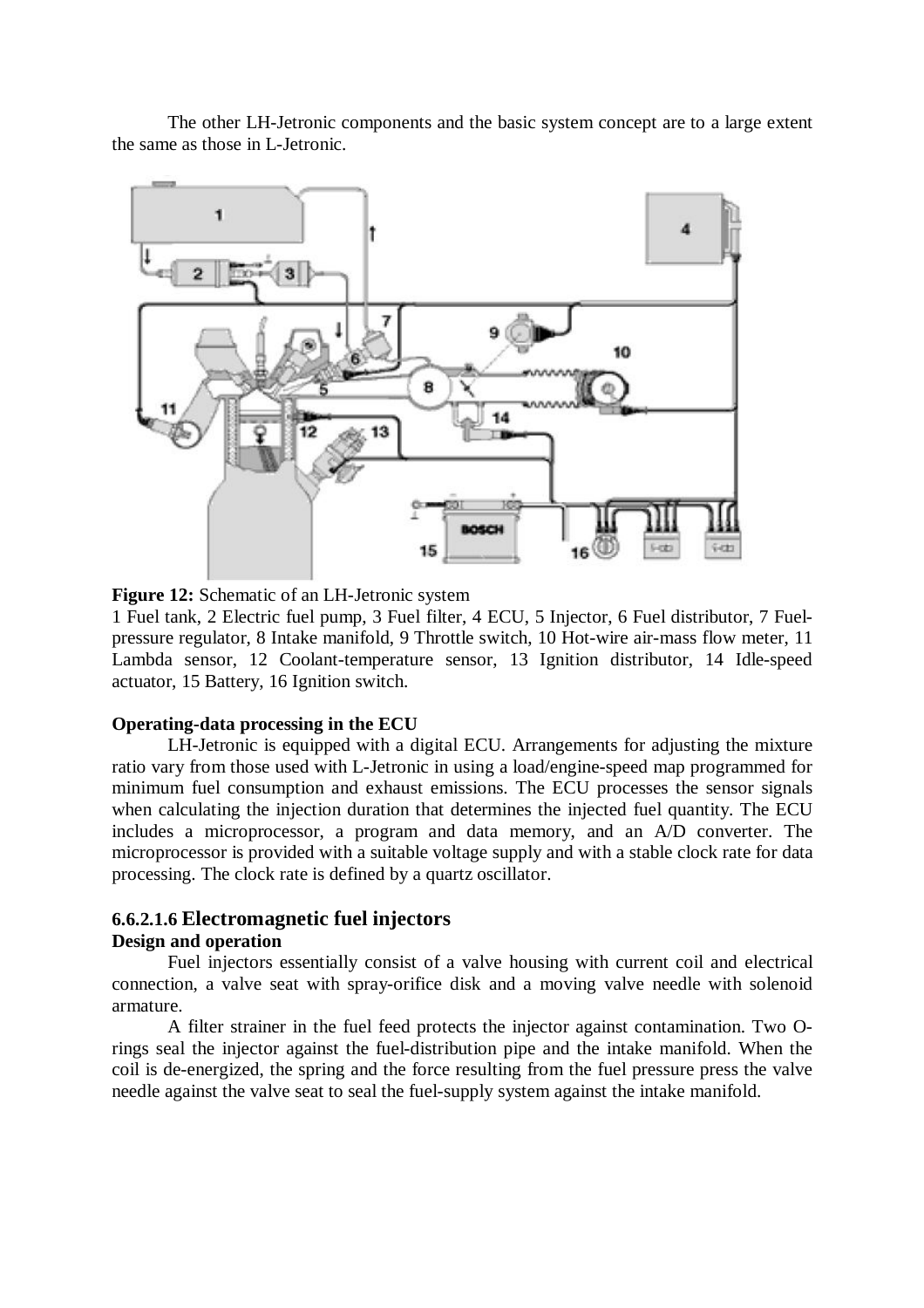The other LH-Jetronic components and the basic system concept are to a large extent the same as those in L-Jetronic.

**Figure 12:** Schematic of an LH-Jetronic system
1 Fuel tank, 2 Electric fuel pump, 3 Fuel filter, 4 ECU, 5 Injector, 6 Fuel distributor, 7 Fuel-pressure regulator, 8 Intake manifold, 9 Throttle switch, 10 Hot-wire air-mass flow meter, 11 Lambda sensor, 12 Coolant-temperature sensor, 13 Ignition distributor, 14 Idle-speed actuator, 15 Battery, 16 Ignition switch.

**Operating-data processing in the ECU**

LH-Jetronic is equipped with a digital ECU. Arrangements for adjusting the mixture ratio vary from those used with L-Jetronic in using a load/engine-speed map programmed for minimum fuel consumption and exhaust emissions. The ECU processes the sensor signals when calculating the injection duration that determines the injected fuel quantity. The ECU includes a microprocessor, a program and data memory, and an A/D converter. The microprocessor is provided with a suitable voltage supply and with a stable clock rate for data processing. The clock rate is defined by a quartz oscillator.

### 6.6.2.1.6 Electromagnetic fuel injectors

**Design and operation**

Fuel injectors essentially consist of a valve housing with current coil and electrical connection, a valve seat with spray-orifice disk and a moving valve needle with solenoid armature.

A filter strainer in the fuel feed protects the injector against contamination. Two O-rings seal the injector against the fuel-distribution pipe and the intake manifold. When the coil is de-energized, the spring and the force resulting from the fuel pressure press the valve needle against the valve seat to seal the fuel-supply system against the intake manifold.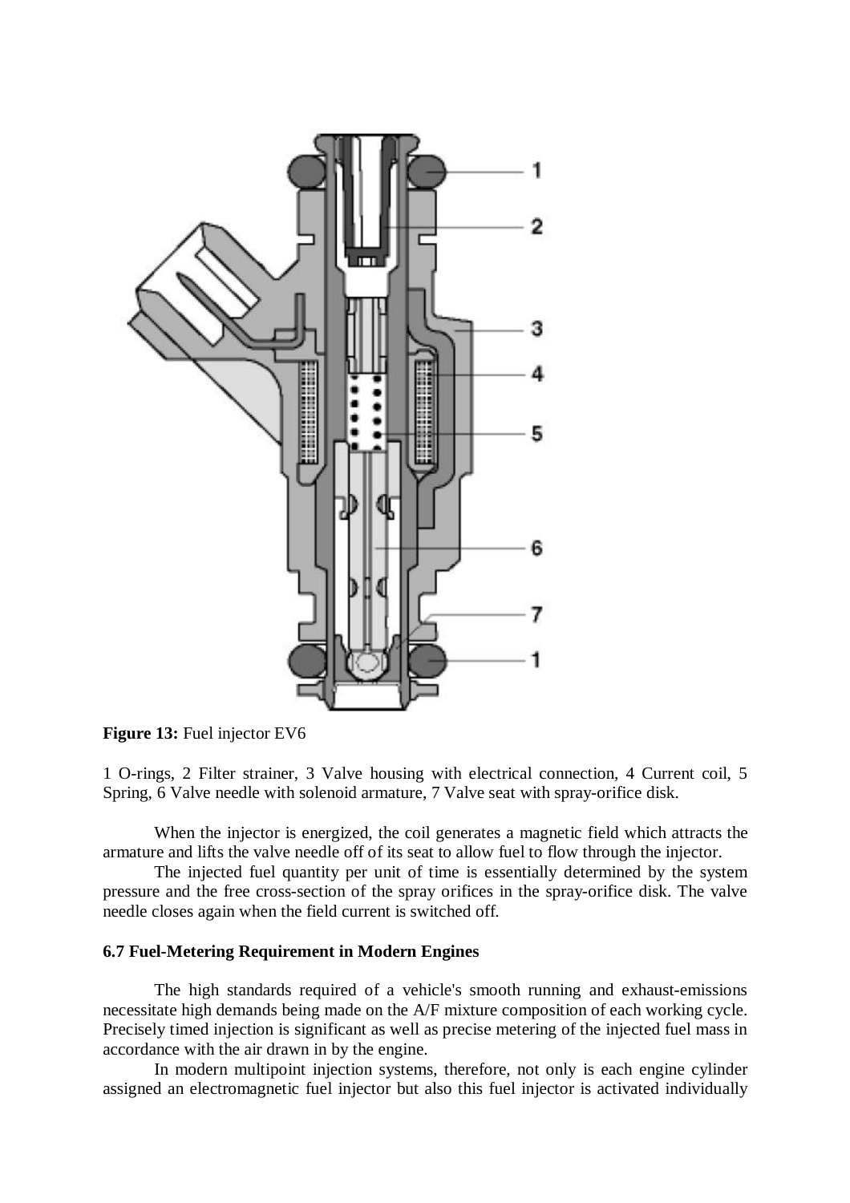**Figure 13:** Fuel injector EV6

1 O-rings, 2 Filter strainer, 3 Valve housing with electrical connection, 4 Current coil, 5 Spring, 6 Valve needle with solenoid armature, 7 Valve seat with spray-orifice disk.

When the injector is energized, the coil generates a magnetic field which attracts the armature and lifts the valve needle off of its seat to allow fuel to flow through the injector.

The injected fuel quantity per unit of time is essentially determined by the system pressure and the free cross-section of the spray orifices in the spray-orifice disk. The valve needle closes again when the field current is switched off.

### 6.7 Fuel-Metering Requirement in Modern Engines

The high standards required of a vehicle's smooth running and exhaust-emissions necessitate high demands being made on the A/F mixture composition of each working cycle. Precisely timed injection is significant as well as precise metering of the injected fuel mass in accordance with the air drawn in by the engine.

In modern multipoint injection systems, therefore, not only is each engine cylinder assigned an electromagnetic fuel injector but also this fuel injector is activated individually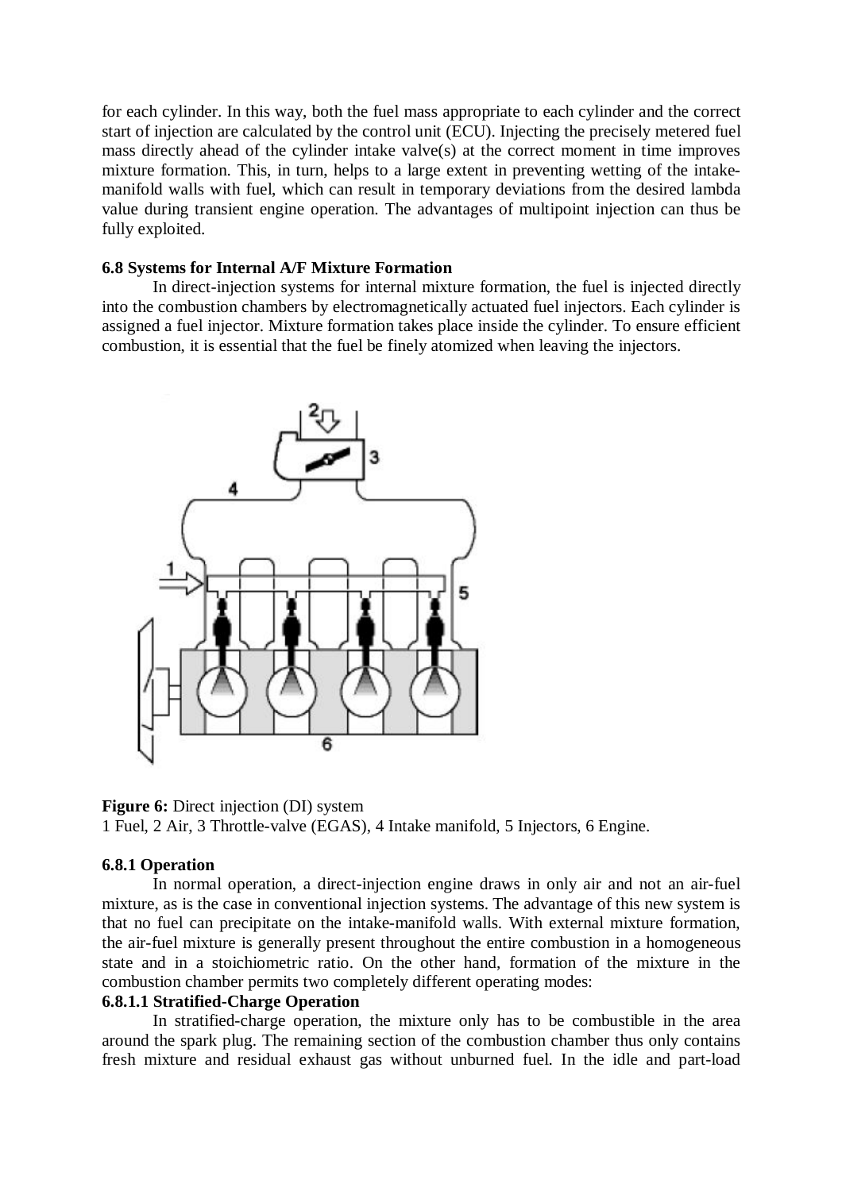for each cylinder. In this way, both the fuel mass appropriate to each cylinder and the correct start of injection are calculated by the control unit (ECU). Injecting the precisely metered fuel mass directly ahead of the cylinder intake valve(s) at the correct moment in time improves mixture formation. This, in turn, helps to a large extent in preventing wetting of the intake-manifold walls with fuel, which can result in temporary deviations from the desired lambda value during transient engine operation. The advantages of multipoint injection can thus be fully exploited.

### 6.8 Systems for Internal A/F Mixture Formation

In direct-injection systems for internal mixture formation, the fuel is injected directly into the combustion chambers by electromagnetically actuated fuel injectors. Each cylinder is assigned a fuel injector. Mixture formation takes place inside the cylinder. To ensure efficient combustion, it is essential that the fuel be finely atomized when leaving the injectors.

**Figure 6:** Direct injection (DI) system
1 Fuel, 2 Air, 3 Throttle-valve (EGAS), 4 Intake manifold, 5 Injectors, 6 Engine.

#### 6.8.1 Operation

In normal operation, a direct-injection engine draws in only air and not an air-fuel mixture, as is the case in conventional injection systems. The advantage of this new system is that no fuel can precipitate on the intake-manifold walls. With external mixture formation, the air-fuel mixture is generally present throughout the entire combustion in a homogeneous state and in a stoichiometric ratio. On the other hand, formation of the mixture in the combustion chamber permits two completely different operating modes:

##### 6.8.1.1 Stratified-Charge Operation

In stratified-charge operation, the mixture only has to be combustible in the area around the spark plug. The remaining section of the combustion chamber thus only contains fresh mixture and residual exhaust gas without unburned fuel. In the idle and part-load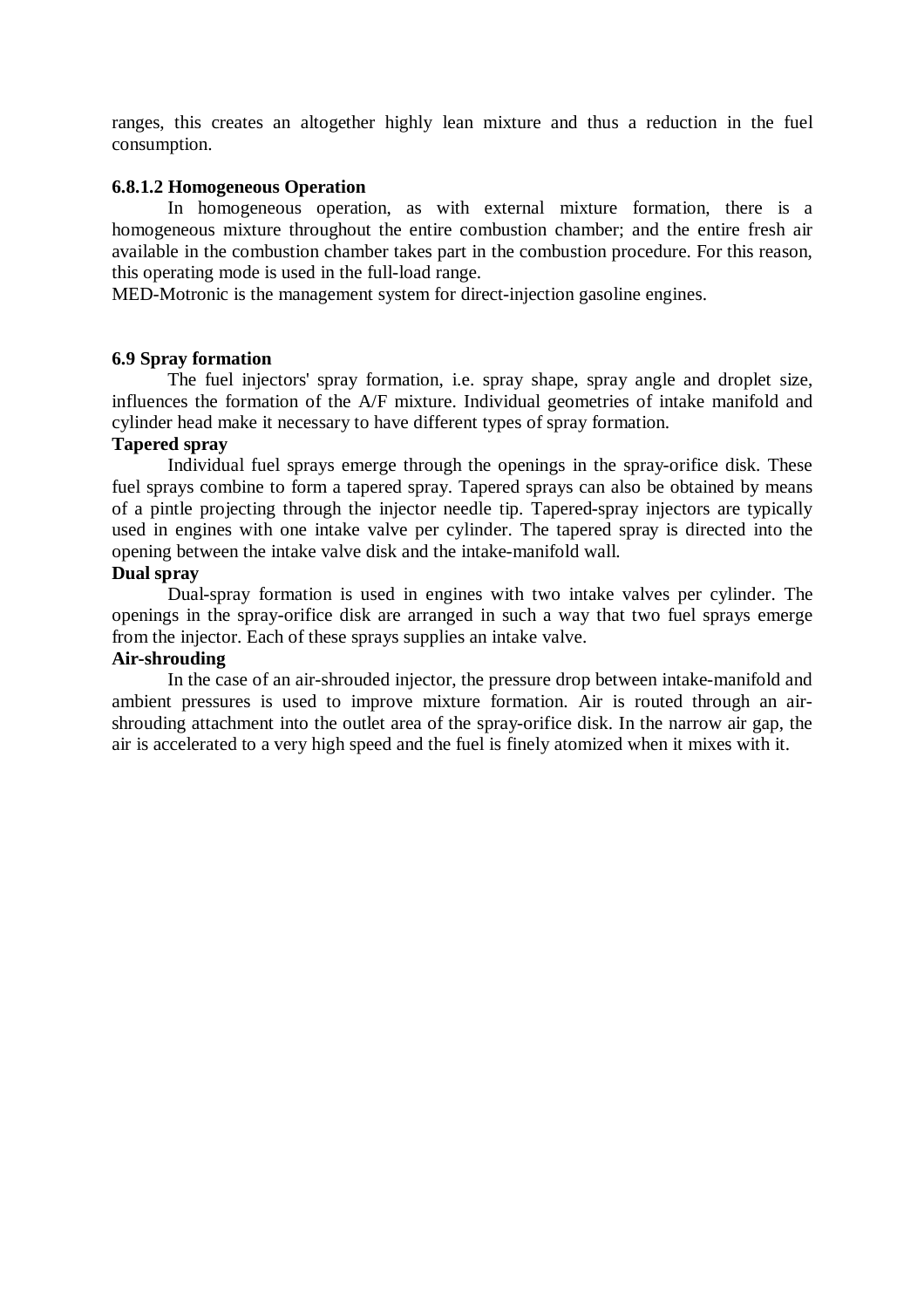ranges, this creates an altogether highly lean mixture and thus a reduction in the fuel consumption.

#### 6.8.1.2 Homogeneous Operation

In homogeneous operation, as with external mixture formation, there is a homogeneous mixture throughout the entire combustion chamber; and the entire fresh air available in the combustion chamber takes part in the combustion procedure. For this reason, this operating mode is used in the full-load range.

MED-Motronic is the management system for direct-injection gasoline engines.

### 6.9 Spray formation

The fuel injectors' spray formation, i.e. spray shape, spray angle and droplet size, influences the formation of the A/F mixture. Individual geometries of intake manifold and cylinder head make it necessary to have different types of spray formation.

**Tapered spray**

Individual fuel sprays emerge through the openings in the spray-orifice disk. These fuel sprays combine to form a tapered spray. Tapered sprays can also be obtained by means of a pintle projecting through the injector needle tip. Tapered-spray injectors are typically used in engines with one intake valve per cylinder. The tapered spray is directed into the opening between the intake valve disk and the intake-manifold wall.

**Dual spray**

Dual-spray formation is used in engines with two intake valves per cylinder. The openings in the spray-orifice disk are arranged in such a way that two fuel sprays emerge from the injector. Each of these sprays supplies an intake valve.

**Air-shrouding**

In the case of an air-shrouded injector, the pressure drop between intake-manifold and ambient pressures is used to improve mixture formation. Air is routed through an air-shrouding attachment into the outlet area of the spray-orifice disk. In the narrow air gap, the air is accelerated to a very high speed and the fuel is finely atomized when it mixes with it.